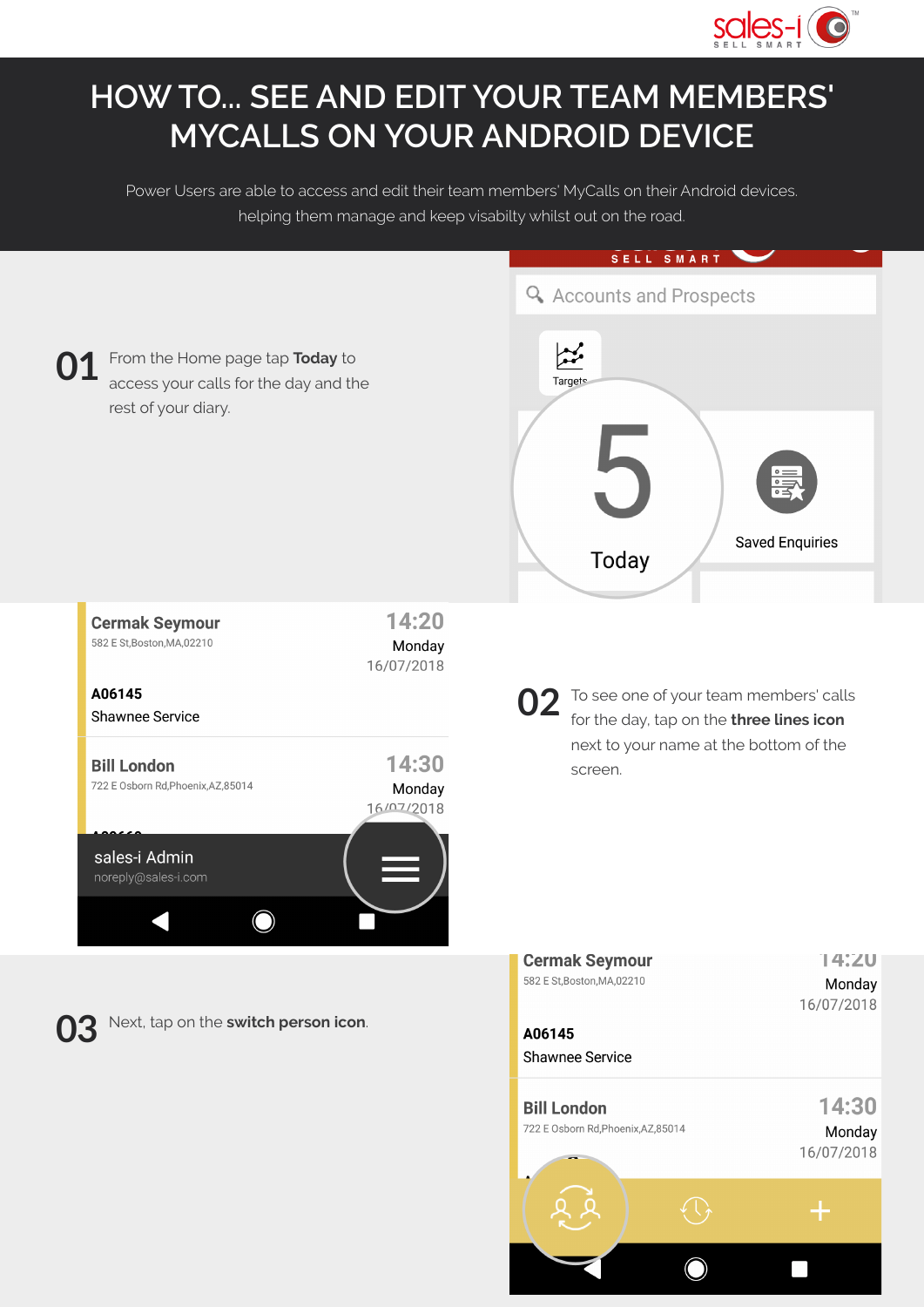# HOW TO... SEE AND EDIT YOUR TEAM MEMBERS' MYCALLS ON YOUR ANDROID DEVICE

Power Users are able to access and edit their team members' MyCalls on their Android devices. helping them manage and keep visabilty whilst out on the road.

**01** From the Home page tap **Today** to access your calls for the day and the rest of your diary.

**02** To see one of your team members' calls for the day, tap on the **three lines icon** next to your name at the bottom of the screen.

**03** Next, tap on the **switch person icon**.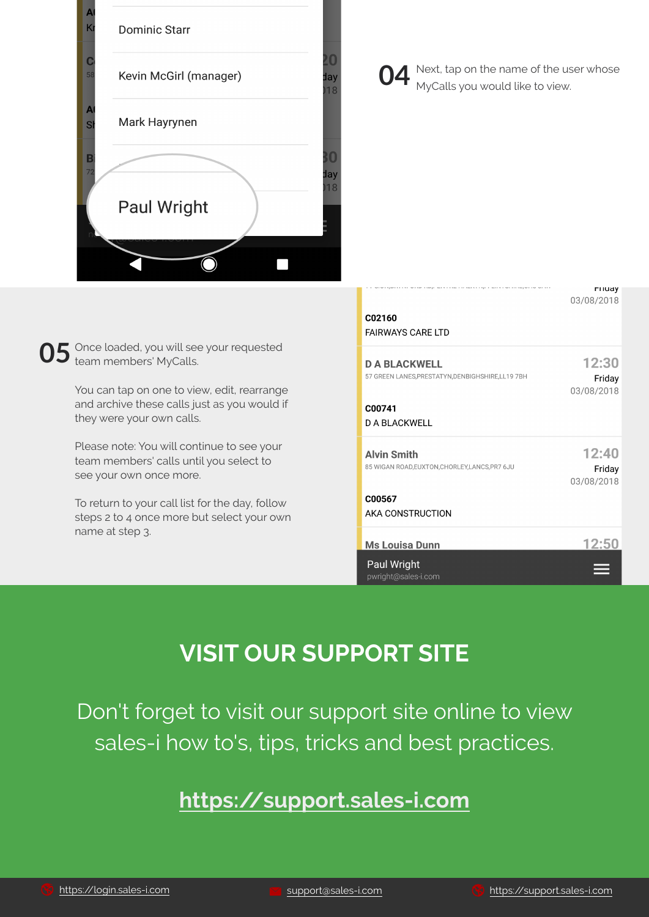**04** Next, tap on the name of the user whose MyCalls you would like to view.

**05** Once loaded, you will see your requested team members' MyCalls.

You can tap on one to view, edit, rearrange and archive these calls just as you would if they were your own calls.

Please note: You will continue to see your team members' calls until you select to see your own once more.

To return to your call list for the day, follow steps 2 to 4 once more but select your own name at step 3.

## VISIT OUR SUPPORT SITE

Don't forget to visit our support site online to view sales-i how to's, tips, tricks and best practices.

https://support.sales-i.com

https://login.sales-i.com

support@sales-i.com

https://support.sales-i.com